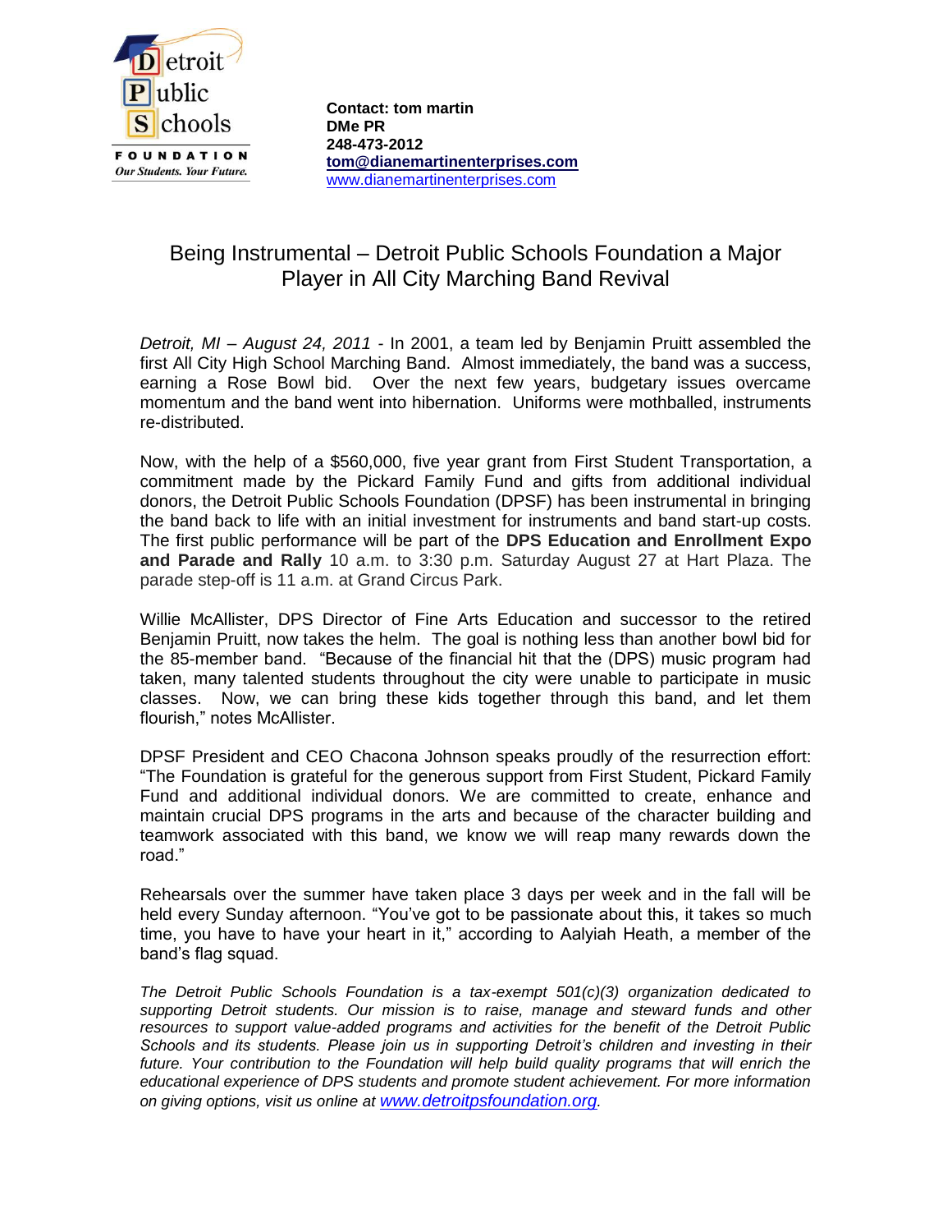Detroit Public Schools
FOUNDATION
*Our Students. Your Future.*

**Contact: tom martin**
**DMe PR**
**248-473-2012**
**tom@dianemartinenterprises.com**
www.dianemartinenterprises.com

# Being Instrumental – Detroit Public Schools Foundation a Major Player in All City Marching Band Revival

*Detroit, MI – August 24, 2011* - In 2001, a team led by Benjamin Pruitt assembled the first All City High School Marching Band. Almost immediately, the band was a success, earning a Rose Bowl bid. Over the next few years, budgetary issues overcame momentum and the band went into hibernation. Uniforms were mothballed, instruments re-distributed.

Now, with the help of a $560,000, five year grant from First Student Transportation, a commitment made by the Pickard Family Fund and gifts from additional individual donors, the Detroit Public Schools Foundation (DPSF) has been instrumental in bringing the band back to life with an initial investment for instruments and band start-up costs. The first public performance will be part of the **DPS Education and Enrollment Expo and Parade and Rally** 10 a.m. to 3:30 p.m. Saturday August 27 at Hart Plaza. The parade step-off is 11 a.m. at Grand Circus Park.

Willie McAllister, DPS Director of Fine Arts Education and successor to the retired Benjamin Pruitt, now takes the helm. The goal is nothing less than another bowl bid for the 85-member band. "Because of the financial hit that the (DPS) music program had taken, many talented students throughout the city were unable to participate in music classes. Now, we can bring these kids together through this band, and let them flourish," notes McAllister.

DPSF President and CEO Chacona Johnson speaks proudly of the resurrection effort: "The Foundation is grateful for the generous support from First Student, Pickard Family Fund and additional individual donors. We are committed to create, enhance and maintain crucial DPS programs in the arts and because of the character building and teamwork associated with this band, we know we will reap many rewards down the road."

Rehearsals over the summer have taken place 3 days per week and in the fall will be held every Sunday afternoon. "You've got to be passionate about this, it takes so much time, you have to have your heart in it," according to Aalyiah Heath, a member of the band's flag squad.

*The Detroit Public Schools Foundation is a tax-exempt 501(c)(3) organization dedicated to supporting Detroit students. Our mission is to raise, manage and steward funds and other resources to support value-added programs and activities for the benefit of the Detroit Public Schools and its students. Please join us in supporting Detroit's children and investing in their future. Your contribution to the Foundation will help build quality programs that will enrich the educational experience of DPS students and promote student achievement. For more information on giving options, visit us online at www.detroitpsfoundation.org.*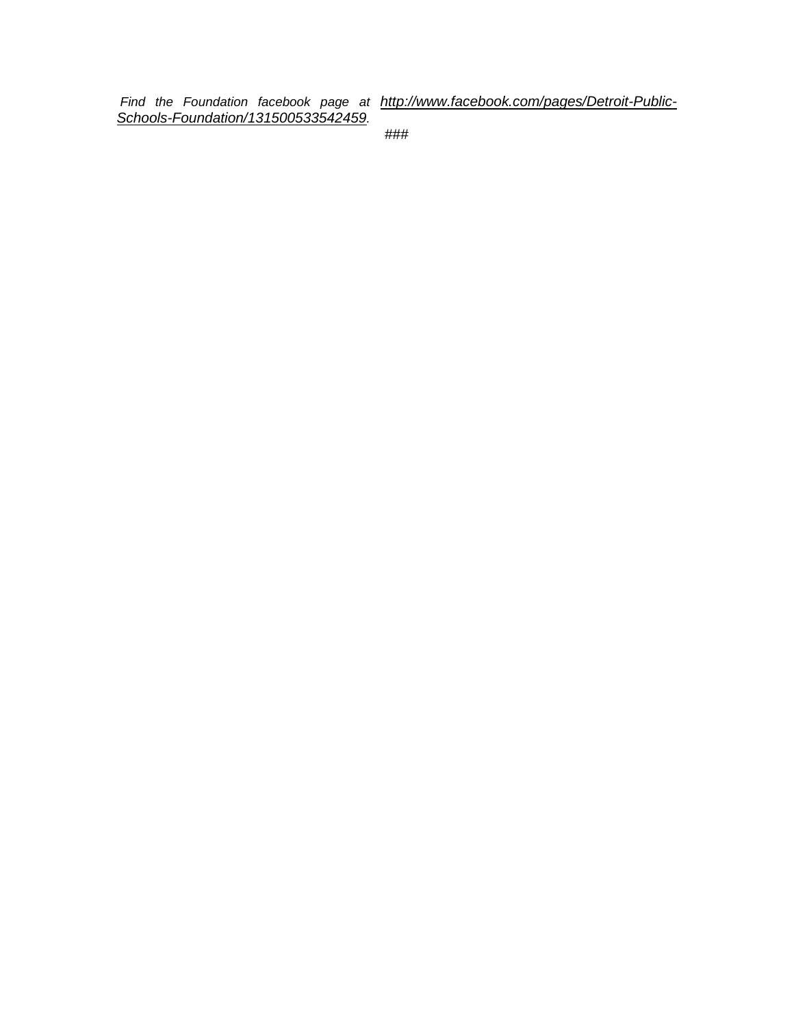*Find the Foundation facebook page at [http://www.facebook.com/pages/Detroit-Public-Schools-Foundation/131500533542459](http://www.facebook.com/pages/Detroit-Public-Schools-Foundation/131500533542459).*

###